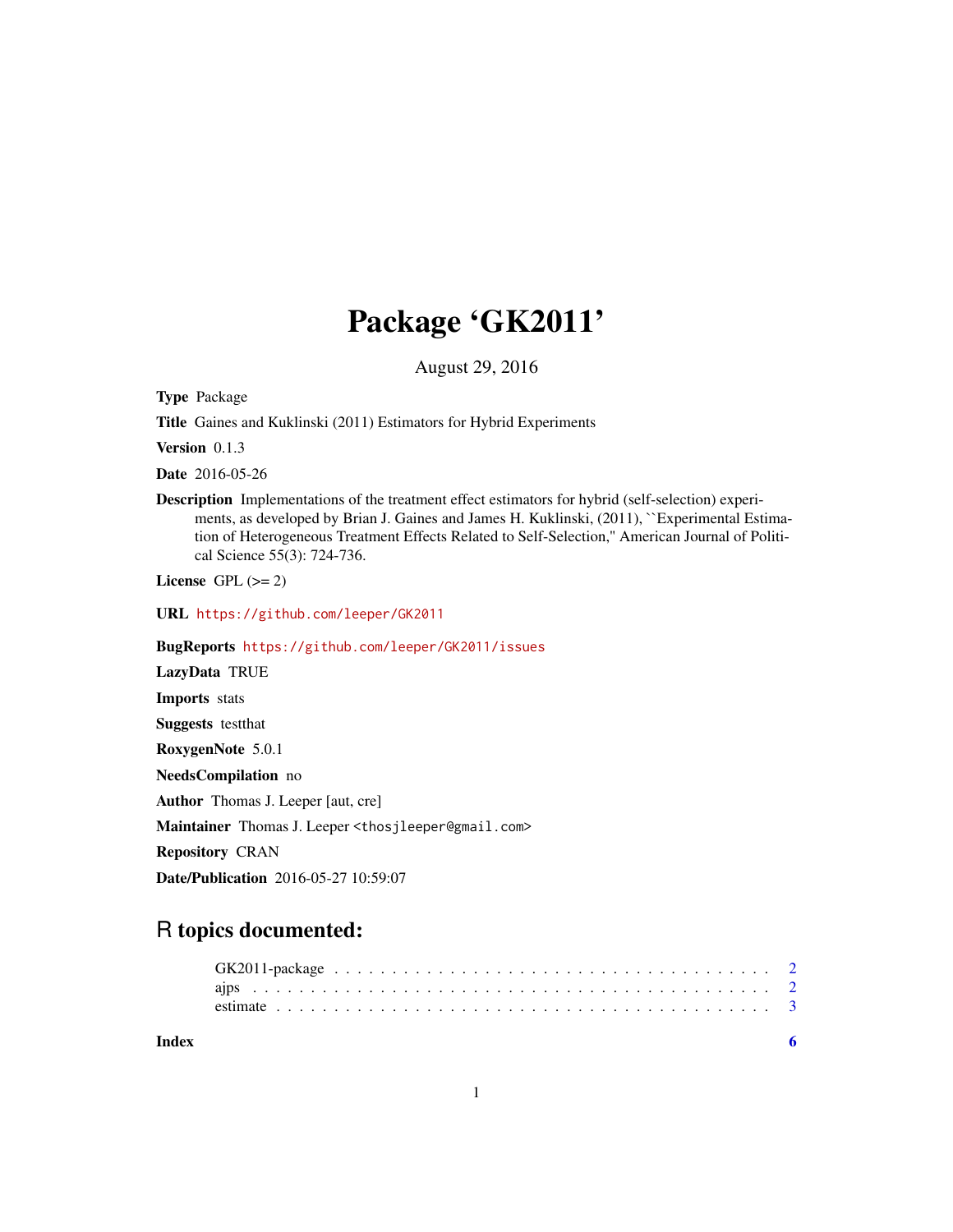# Package 'GK2011'

August 29, 2016

**Type** Package

**Title** Gaines and Kuklinski (2011) Estimators for Hybrid Experiments

**Version** 0.1.3

**Date** 2016-05-26

**Description** Implementations of the treatment effect estimators for hybrid (self-selection) experiments, as developed by Brian J. Gaines and James H. Kuklinski, (2011), ``Experimental Estimation of Heterogeneous Treatment Effects Related to Self-Selection,'' American Journal of Political Science 55(3): 724-736.

**License** GPL (>= 2)

**URL** https://github.com/leeper/GK2011

**BugReports** https://github.com/leeper/GK2011/issues

**LazyData** TRUE

**Imports** stats

**Suggests** testthat

**RoxygenNote** 5.0.1

**NeedsCompilation** no

**Author** Thomas J. Leeper [aut, cre]

**Maintainer** Thomas J. Leeper <thosjleeper@gmail.com>

**Repository** CRAN

**Date/Publication** 2016-05-27 10:59:07

## R topics documented:

GK2011-package . . . . . . . . . . . . . . . . . . . . . . . . . . . . . . . . . . . . 2
ajps . . . . . . . . . . . . . . . . . . . . . . . . . . . . . . . . . . . . . . . . . . . 2
estimate . . . . . . . . . . . . . . . . . . . . . . . . . . . . . . . . . . . . . . . . . 3

**Index** 6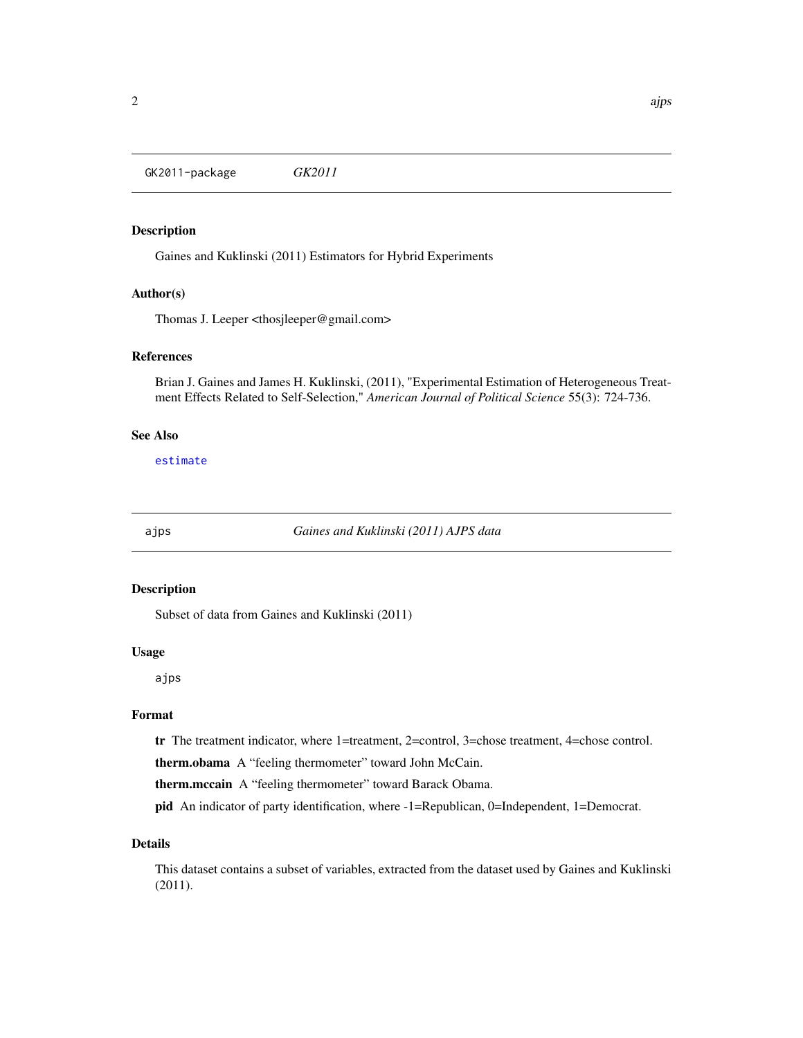## GK2011-package *GK2011*

### Description

Gaines and Kuklinski (2011) Estimators for Hybrid Experiments

### Author(s)

Thomas J. Leeper <thosjleeper@gmail.com>

### References

Brian J. Gaines and James H. Kuklinski, (2011), "Experimental Estimation of Heterogeneous Treatment Effects Related to Self-Selection," *American Journal of Political Science* 55(3): 724-736.

### See Also

estimate

## ajps *Gaines and Kuklinski (2011) AJPS data*

### Description

Subset of data from Gaines and Kuklinski (2011)

### Usage

```
ajps
```

### Format

**tr** The treatment indicator, where 1=treatment, 2=control, 3=chose treatment, 4=chose control.

**therm.obama** A "feeling thermometer" toward John McCain.

**therm.mccain** A "feeling thermometer" toward Barack Obama.

**pid** An indicator of party identification, where -1=Republican, 0=Independent, 1=Democrat.

### Details

This dataset contains a subset of variables, extracted from the dataset used by Gaines and Kuklinski (2011).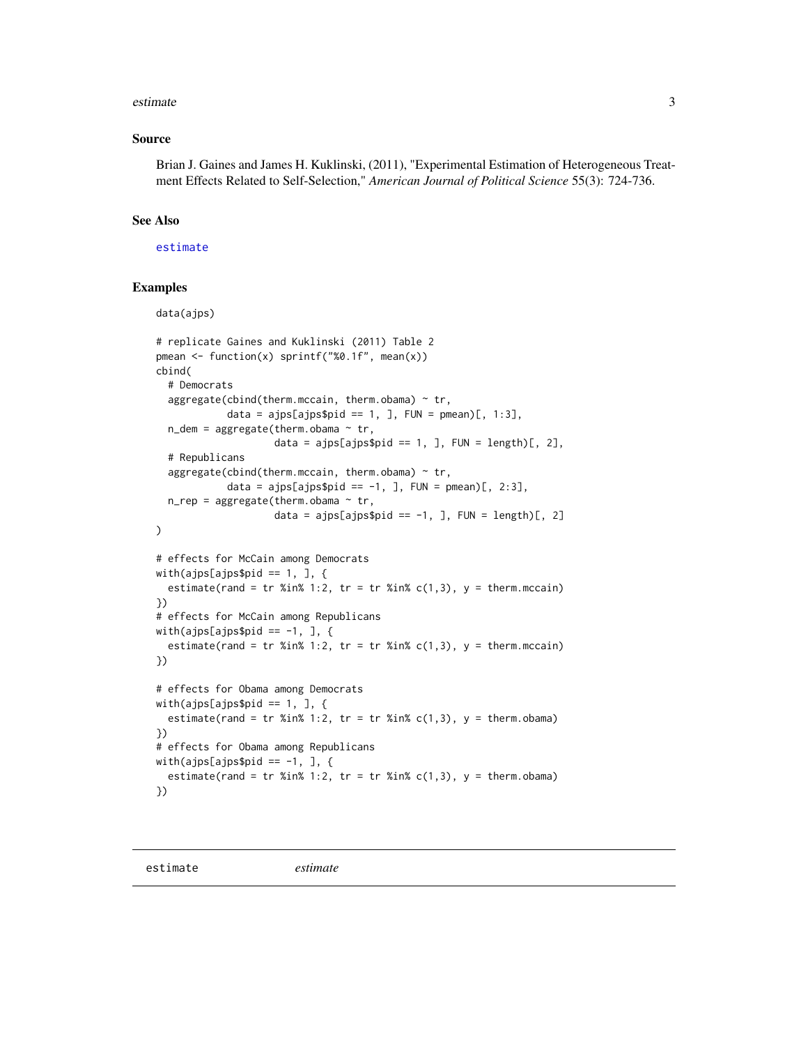## Source

Brian J. Gaines and James H. Kuklinski, (2011), "Experimental Estimation of Heterogeneous Treatment Effects Related to Self-Selection," *American Journal of Political Science* 55(3): 724-736.

## See Also

estimate

## Examples

```
data(ajps)

# replicate Gaines and Kuklinski (2011) Table 2
pmean <- function(x) sprintf("%0.1f", mean(x))
cbind(
  # Democrats
  aggregate(cbind(therm.mccain, therm.obama) ~ tr,
            data = ajps[ajps$pid == 1, ], FUN = pmean)[, 1:3],
  n_dem = aggregate(therm.obama ~ tr,
                    data = ajps[ajps$pid == 1, ], FUN = length)[, 2],
  # Republicans
  aggregate(cbind(therm.mccain, therm.obama) ~ tr,
            data = ajps[ajps$pid == -1, ], FUN = pmean)[, 2:3],
  n_rep = aggregate(therm.obama ~ tr,
                    data = ajps[ajps$pid == -1, ], FUN = length)[, 2]
)

# effects for McCain among Democrats
with(ajps[ajps$pid == 1, ], {
  estimate(rand = tr %in% 1:2, tr = tr %in% c(1,3), y = therm.mccain)
})
# effects for McCain among Republicans
with(ajps[ajps$pid == -1, ], {
  estimate(rand = tr %in% 1:2, tr = tr %in% c(1,3), y = therm.mccain)
})

# effects for Obama among Democrats
with(ajps[ajps$pid == 1, ], {
  estimate(rand = tr %in% 1:2, tr = tr %in% c(1,3), y = therm.obama)
})
# effects for Obama among Republicans
with(ajps[ajps$pid == -1, ], {
  estimate(rand = tr %in% 1:2, tr = tr %in% c(1,3), y = therm.obama)
})
```

---

# estimate *estimate*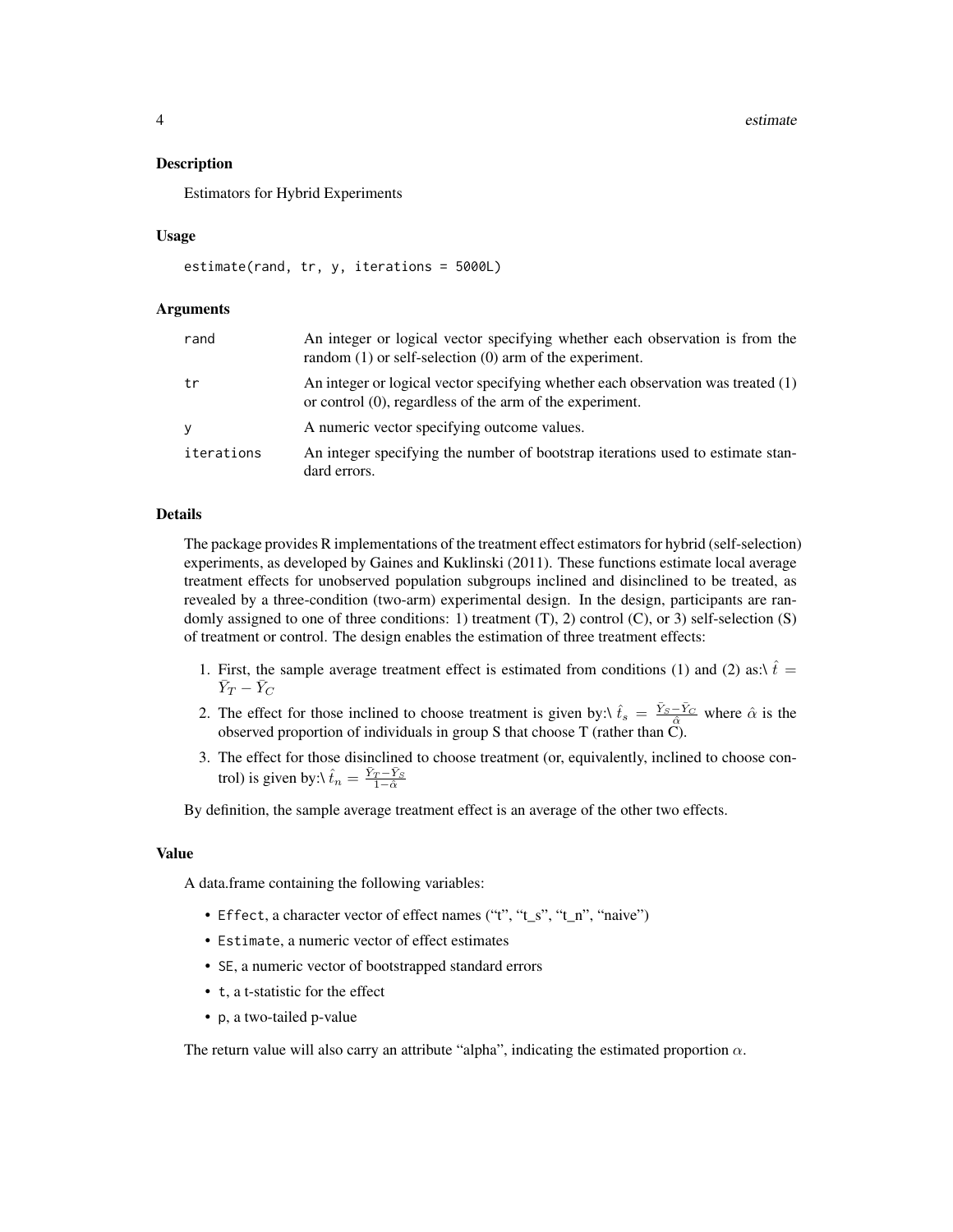## Description

Estimators for Hybrid Experiments

## Usage

```
estimate(rand, tr, y, iterations = 5000L)
```

## Arguments

| | |
|---|---|
| rand | An integer or logical vector specifying whether each observation is from the random (1) or self-selection (0) arm of the experiment. |
| tr | An integer or logical vector specifying whether each observation was treated (1) or control (0), regardless of the arm of the experiment. |
| y | A numeric vector specifying outcome values. |
| iterations | An integer specifying the number of bootstrap iterations used to estimate standard errors. |

## Details

The package provides R implementations of the treatment effect estimators for hybrid (self-selection) experiments, as developed by Gaines and Kuklinski (2011). These functions estimate local average treatment effects for unobserved population subgroups inclined and disinclined to be treated, as revealed by a three-condition (two-arm) experimental design. In the design, participants are randomly assigned to one of three conditions: 1) treatment (T), 2) control (C), or 3) self-selection (S) of treatment or control. The design enables the estimation of three treatment effects:

1. First, the sample average treatment effect is estimated from conditions (1) and (2) as:\ $\hat{t} = \bar{Y}_T - \bar{Y}_C$
2. The effect for those inclined to choose treatment is given by:\ $\hat{t}_s = \frac{\bar{Y}_S - \bar{Y}_C}{\hat{\alpha}}$ where $\hat{\alpha}$ is the observed proportion of individuals in group S that choose T (rather than C).
3. The effect for those disinclined to choose treatment (or, equivalently, inclined to choose control) is given by:\ $\hat{t}_n = \frac{\bar{Y}_T - \bar{Y}_S}{1 - \hat{\alpha}}$

By definition, the sample average treatment effect is an average of the other two effects.

## Value

A data.frame containing the following variables:

- `Effect`, a character vector of effect names ("t", "t_s", "t_n", "naive")
- `Estimate`, a numeric vector of effect estimates
- `SE`, a numeric vector of bootstrapped standard errors
- `t`, a t-statistic for the effect
- `p`, a two-tailed p-value

The return value will also carry an attribute "alpha", indicating the estimated proportion $\alpha$.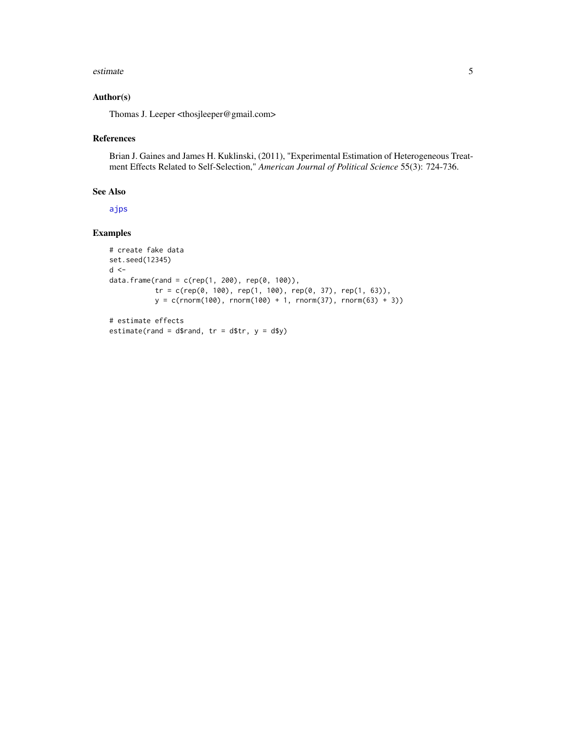## Author(s)

Thomas J. Leeper <thosjleeper@gmail.com>

## References

Brian J. Gaines and James H. Kuklinski, (2011), "Experimental Estimation of Heterogeneous Treatment Effects Related to Self-Selection," *American Journal of Political Science* 55(3): 724-736.

## See Also

ajps

## Examples

```
# create fake data
set.seed(12345)
d <-
data.frame(rand = c(rep(1, 200), rep(0, 100)),
           tr = c(rep(0, 100), rep(1, 100), rep(0, 37), rep(1, 63)),
           y = c(rnorm(100), rnorm(100) + 1, rnorm(37), rnorm(63) + 3))

# estimate effects
estimate(rand = d$rand, tr = d$tr, y = d$y)
```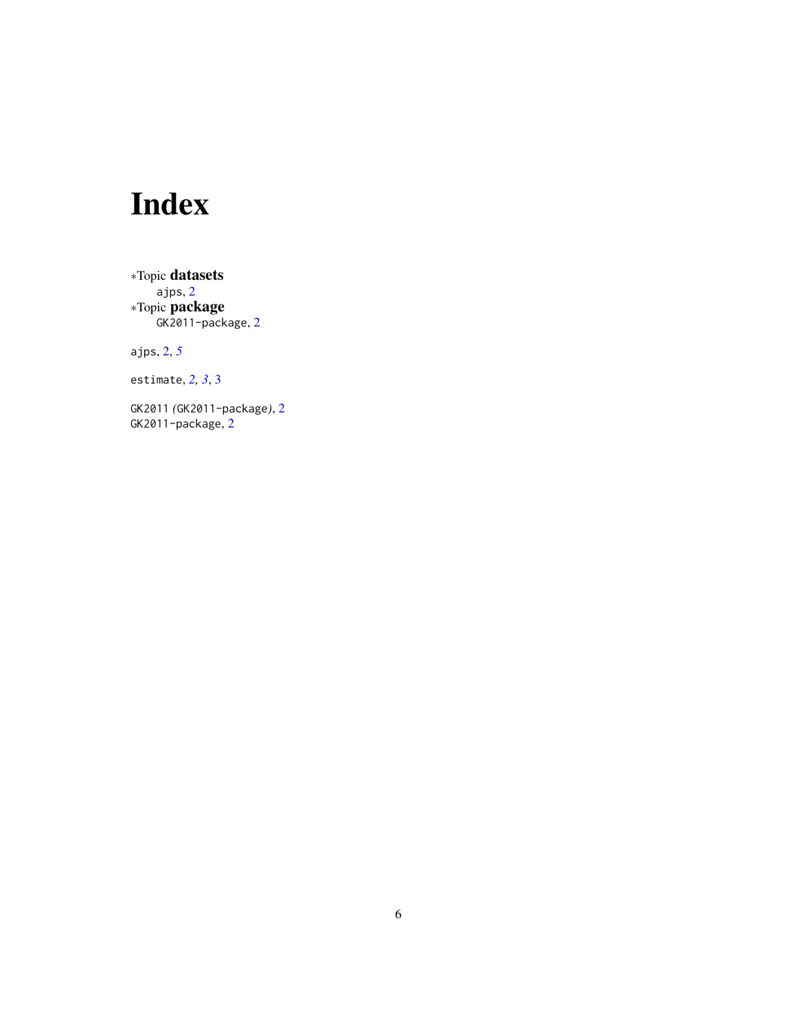# Index

*Topic **datasets**
    ajps, 2
*Topic **package**
    GK2011-package, 2

ajps, 2, *5*

estimate, *2, 3*, 3

GK2011 *(*GK2011-package*)*, 2
GK2011-package, 2